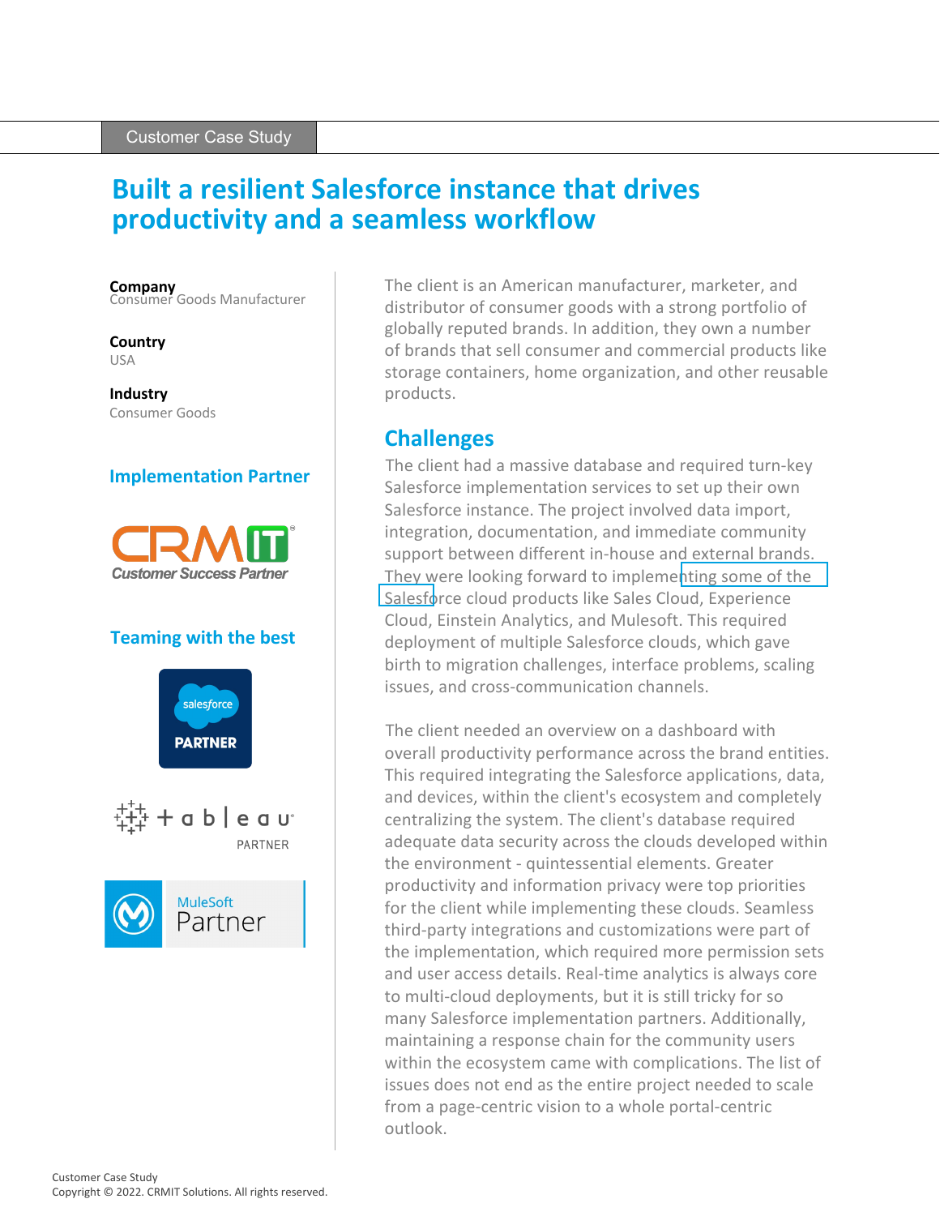Customer Case Study

# Built a resilient Salesforce instance that drives productivity and a seamless workflow

**Company**
Consumer Goods Manufacturer

**Country**
USA

**Industry**
Consumer Goods

## Implementation Partner

CRMIT
*Customer Success Partner*

## Teaming with the best

salesforce PARTNER

tableau PARTNER

MuleSoft Partner

The client is an American manufacturer, marketer, and distributor of consumer goods with a strong portfolio of globally reputed brands. In addition, they own a number of brands that sell consumer and commercial products like storage containers, home organization, and other reusable products.

## Challenges

The client had a massive database and required turn-key Salesforce implementation services to set up their own Salesforce instance. The project involved data import, integration, documentation, and immediate community support between different in-house and external brands. They were looking forward to implementing some of the Salesforce cloud products like Sales Cloud, Experience Cloud, Einstein Analytics, and Mulesoft. This required deployment of multiple Salesforce clouds, which gave birth to migration challenges, interface problems, scaling issues, and cross-communication channels.

The client needed an overview on a dashboard with overall productivity performance across the brand entities. This required integrating the Salesforce applications, data, and devices, within the client's ecosystem and completely centralizing the system. The client's database required adequate data security across the clouds developed within the environment - quintessential elements. Greater productivity and information privacy were top priorities for the client while implementing these clouds. Seamless third-party integrations and customizations were part of the implementation, which required more permission sets and user access details. Real-time analytics is always core to multi-cloud deployments, but it is still tricky for so many Salesforce implementation partners. Additionally, maintaining a response chain for the community users within the ecosystem came with complications. The list of issues does not end as the entire project needed to scale from a page-centric vision to a whole portal-centric outlook.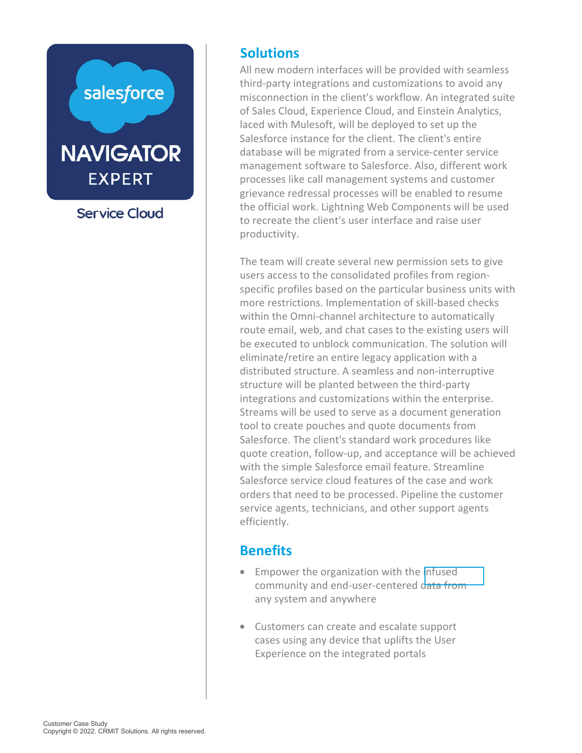## Solutions

All new modern interfaces will be provided with seamless third-party integrations and customizations to avoid any misconnection in the client's workflow. An integrated suite of Sales Cloud, Experience Cloud, and Einstein Analytics, laced with Mulesoft, will be deployed to set up the Salesforce instance for the client. The client's entire database will be migrated from a service-center service management software to Salesforce. Also, different work processes like call management systems and customer grievance redressal processes will be enabled to resume the official work. Lightning Web Components will be used to recreate the client's user interface and raise user productivity.

The team will create several new permission sets to give users access to the consolidated profiles from region-specific profiles based on the particular business units with more restrictions. Implementation of skill-based checks within the Omni-channel architecture to automatically route email, web, and chat cases to the existing users will be executed to unblock communication. The solution will eliminate/retire an entire legacy application with a distributed structure. A seamless and non-interruptive structure will be planted between the third-party integrations and customizations within the enterprise. Streams will be used to serve as a document generation tool to create pouches and quote documents from Salesforce. The client's standard work procedures like quote creation, follow-up, and acceptance will be achieved with the simple Salesforce email feature. Streamline Salesforce service cloud features of the case and work orders that need to be processed. Pipeline the customer service agents, technicians, and other support agents efficiently.

## Benefits

- Empower the organization with the infused community and end-user-centered data from any system and anywhere
- Customers can create and escalate support cases using any device that uplifts the User Experience on the integrated portals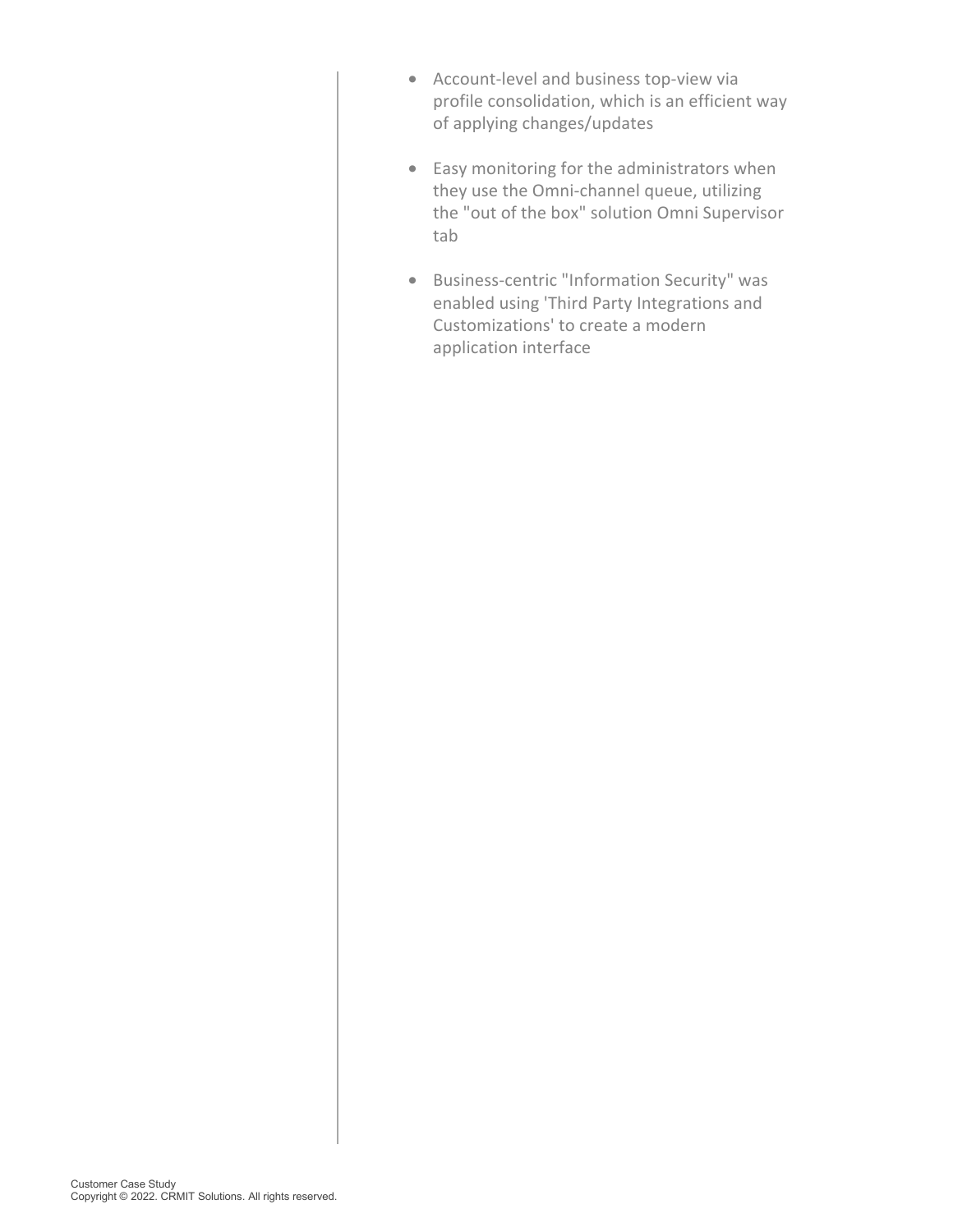- Account-level and business top-view via profile consolidation, which is an efficient way of applying changes/updates

- Easy monitoring for the administrators when they use the Omni-channel queue, utilizing the "out of the box" solution Omni Supervisor tab

- Business-centric "Information Security" was enabled using 'Third Party Integrations and Customizations' to create a modern application interface